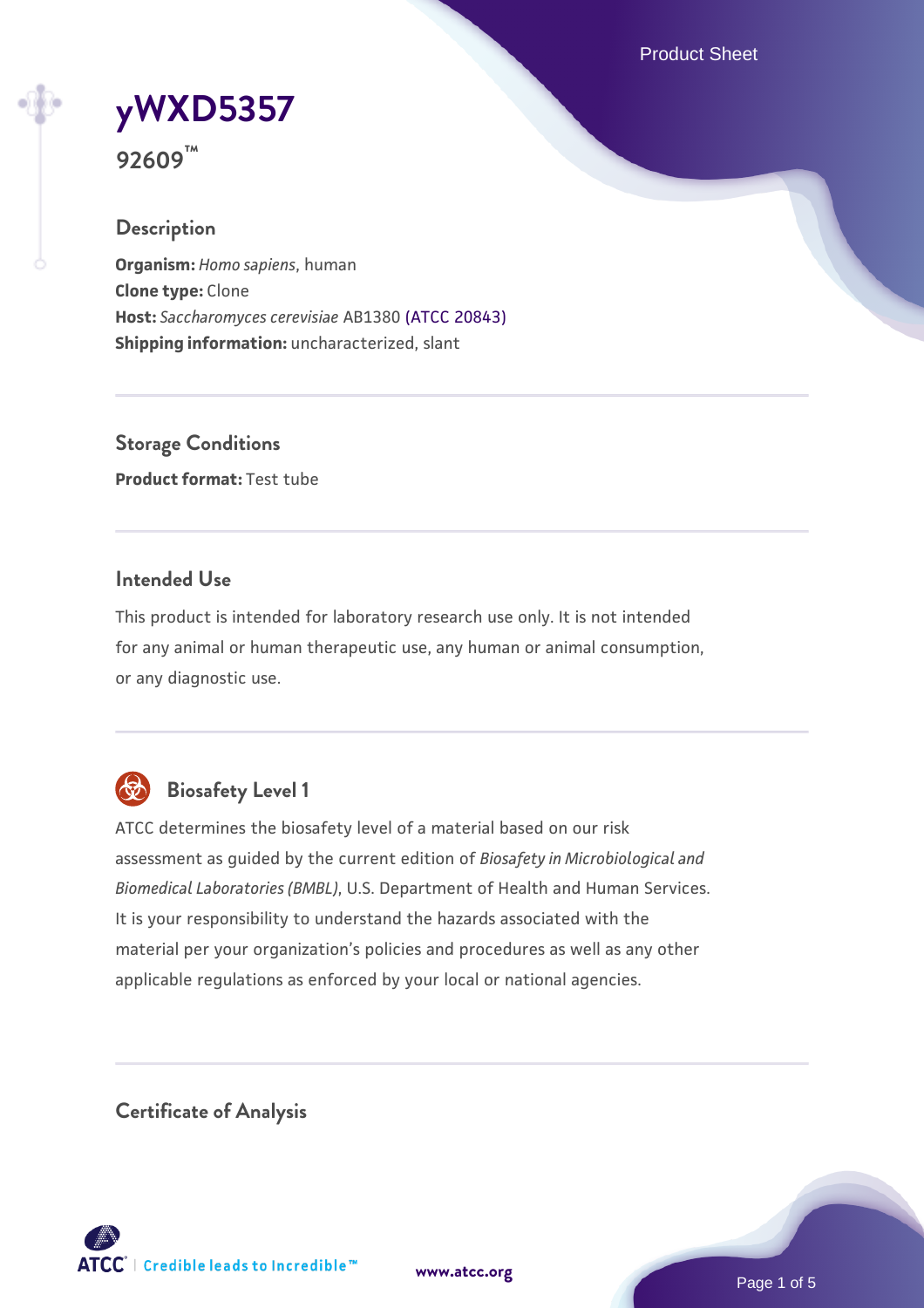# yWXD5357

**92609™**

## Description

**Organism:** *Homo sapiens*, human
**Clone type:** Clone
**Host:** *Saccharomyces cerevisiae* AB1380 (ATCC 20843)
**Shipping information:** uncharacterized, slant

## Storage Conditions

**Product format:** Test tube

## Intended Use

This product is intended for laboratory research use only. It is not intended for any animal or human therapeutic use, any human or animal consumption, or any diagnostic use.

## Biosafety Level 1

ATCC determines the biosafety level of a material based on our risk assessment as guided by the current edition of *Biosafety in Microbiological and Biomedical Laboratories (BMBL)*, U.S. Department of Health and Human Services. It is your responsibility to understand the hazards associated with the material per your organization's policies and procedures as well as any other applicable regulations as enforced by your local or national agencies.

## Certificate of Analysis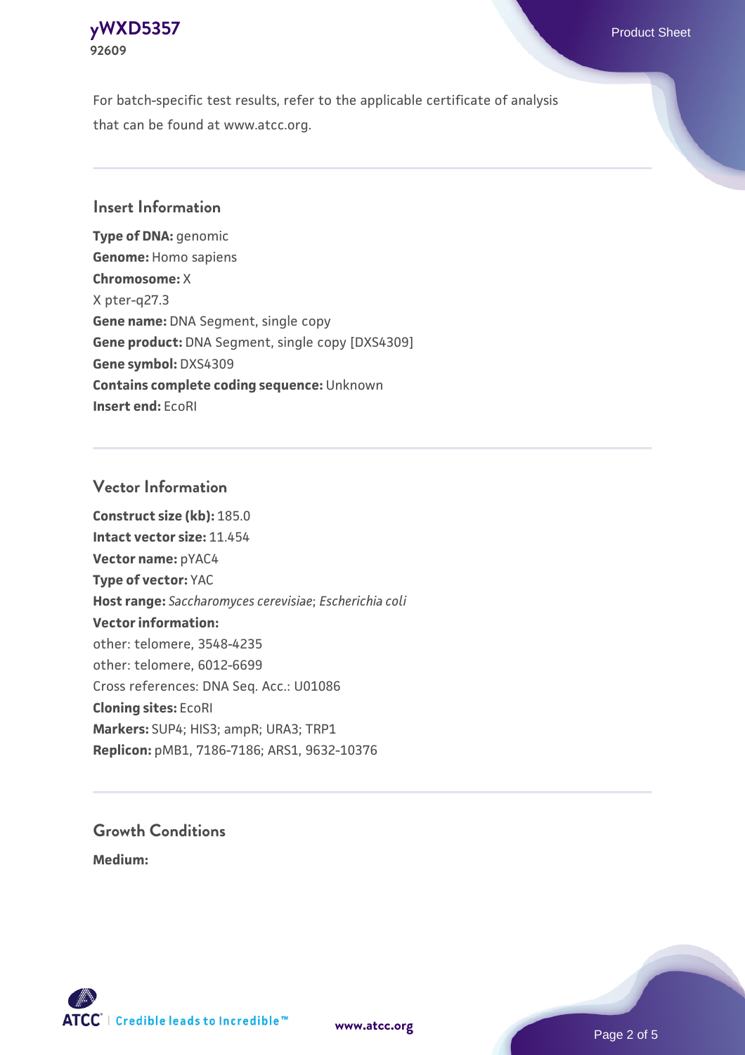For batch-specific test results, refer to the applicable certificate of analysis that can be found at www.atcc.org.

## Insert Information

**Type of DNA:** genomic
**Genome:** Homo sapiens
**Chromosome:** X
X pter-q27.3
**Gene name:** DNA Segment, single copy
**Gene product:** DNA Segment, single copy [DXS4309]
**Gene symbol:** DXS4309
**Contains complete coding sequence:** Unknown
**Insert end:** EcoRI

## Vector Information

**Construct size (kb):** 185.0
**Intact vector size:** 11.454
**Vector name:** pYAC4
**Type of vector:** YAC
**Host range:** *Saccharomyces cerevisiae*; *Escherichia coli*
**Vector information:**
other: telomere, 3548-4235
other: telomere, 6012-6699
Cross references: DNA Seq. Acc.: U01086
**Cloning sites:** EcoRI
**Markers:** SUP4; HIS3; ampR; URA3; TRP1
**Replicon:** pMB1, 7186-7186; ARS1, 9632-10376

## Growth Conditions

**Medium:**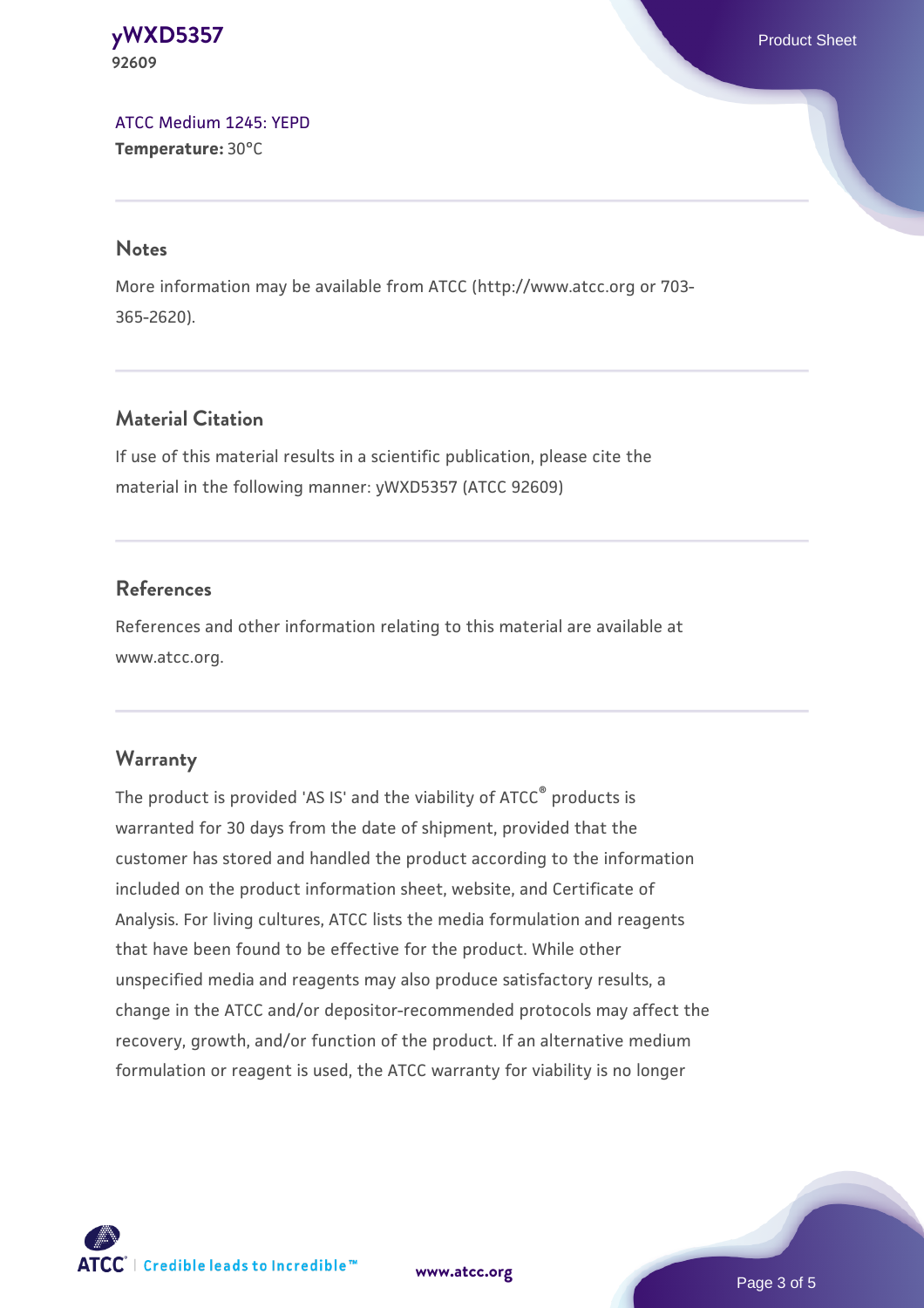ATCC Medium 1245: YEPD
**Temperature:** 30°C

## Notes

More information may be available from ATCC (http://www.atcc.org or 703-365-2620).

## Material Citation

If use of this material results in a scientific publication, please cite the material in the following manner: yWXD5357 (ATCC 92609)

## References

References and other information relating to this material are available at www.atcc.org.

## Warranty

The product is provided 'AS IS' and the viability of ATCC® products is warranted for 30 days from the date of shipment, provided that the customer has stored and handled the product according to the information included on the product information sheet, website, and Certificate of Analysis. For living cultures, ATCC lists the media formulation and reagents that have been found to be effective for the product. While other unspecified media and reagents may also produce satisfactory results, a change in the ATCC and/or depositor-recommended protocols may affect the recovery, growth, and/or function of the product. If an alternative medium formulation or reagent is used, the ATCC warranty for viability is no longer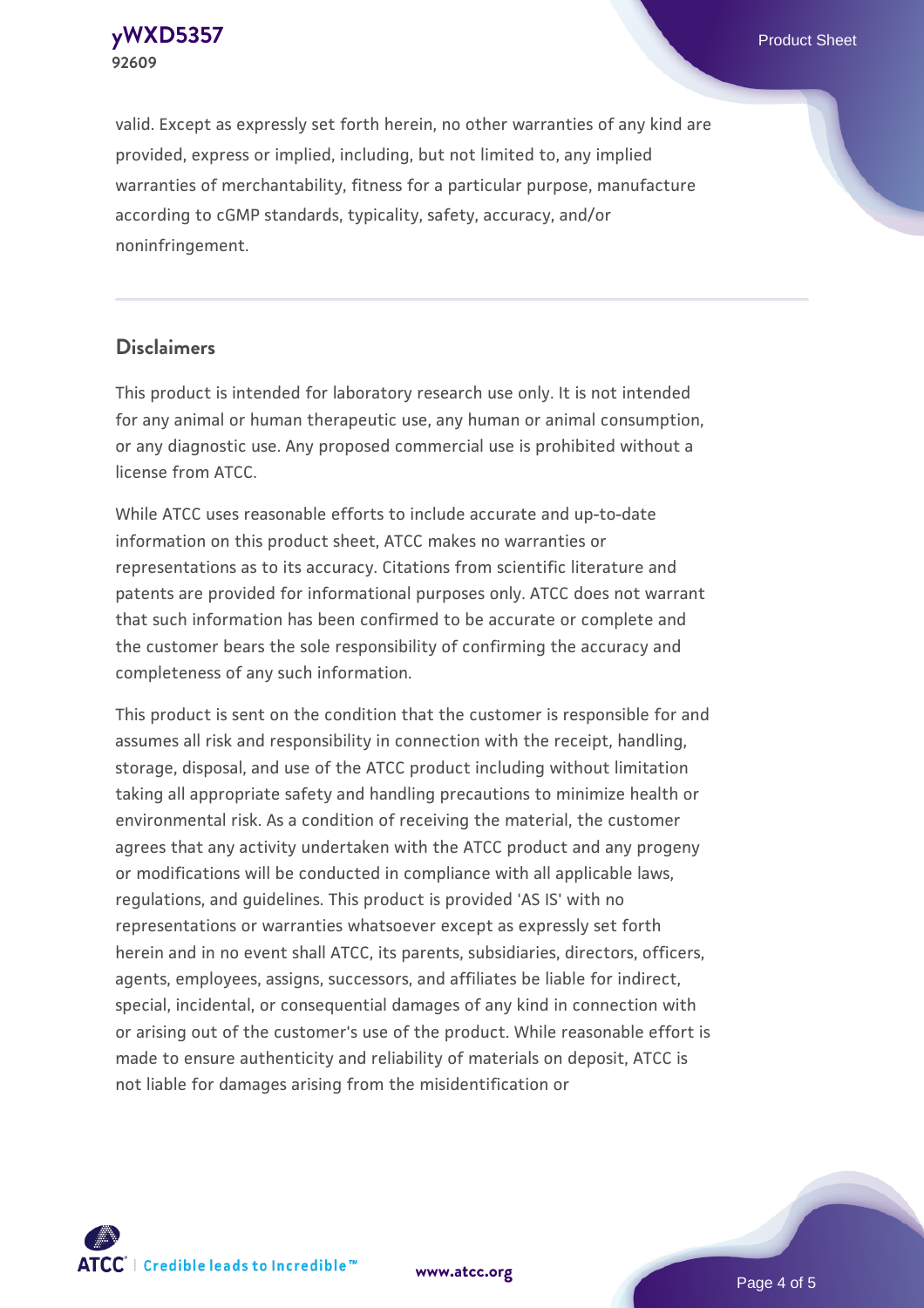valid. Except as expressly set forth herein, no other warranties of any kind are provided, express or implied, including, but not limited to, any implied warranties of merchantability, fitness for a particular purpose, manufacture according to cGMP standards, typicality, safety, accuracy, and/or noninfringement.

## Disclaimers

This product is intended for laboratory research use only. It is not intended for any animal or human therapeutic use, any human or animal consumption, or any diagnostic use. Any proposed commercial use is prohibited without a license from ATCC.

While ATCC uses reasonable efforts to include accurate and up-to-date information on this product sheet, ATCC makes no warranties or representations as to its accuracy. Citations from scientific literature and patents are provided for informational purposes only. ATCC does not warrant that such information has been confirmed to be accurate or complete and the customer bears the sole responsibility of confirming the accuracy and completeness of any such information.

This product is sent on the condition that the customer is responsible for and assumes all risk and responsibility in connection with the receipt, handling, storage, disposal, and use of the ATCC product including without limitation taking all appropriate safety and handling precautions to minimize health or environmental risk. As a condition of receiving the material, the customer agrees that any activity undertaken with the ATCC product and any progeny or modifications will be conducted in compliance with all applicable laws, regulations, and guidelines. This product is provided 'AS IS' with no representations or warranties whatsoever except as expressly set forth herein and in no event shall ATCC, its parents, subsidiaries, directors, officers, agents, employees, assigns, successors, and affiliates be liable for indirect, special, incidental, or consequential damages of any kind in connection with or arising out of the customer's use of the product. While reasonable effort is made to ensure authenticity and reliability of materials on deposit, ATCC is not liable for damages arising from the misidentification or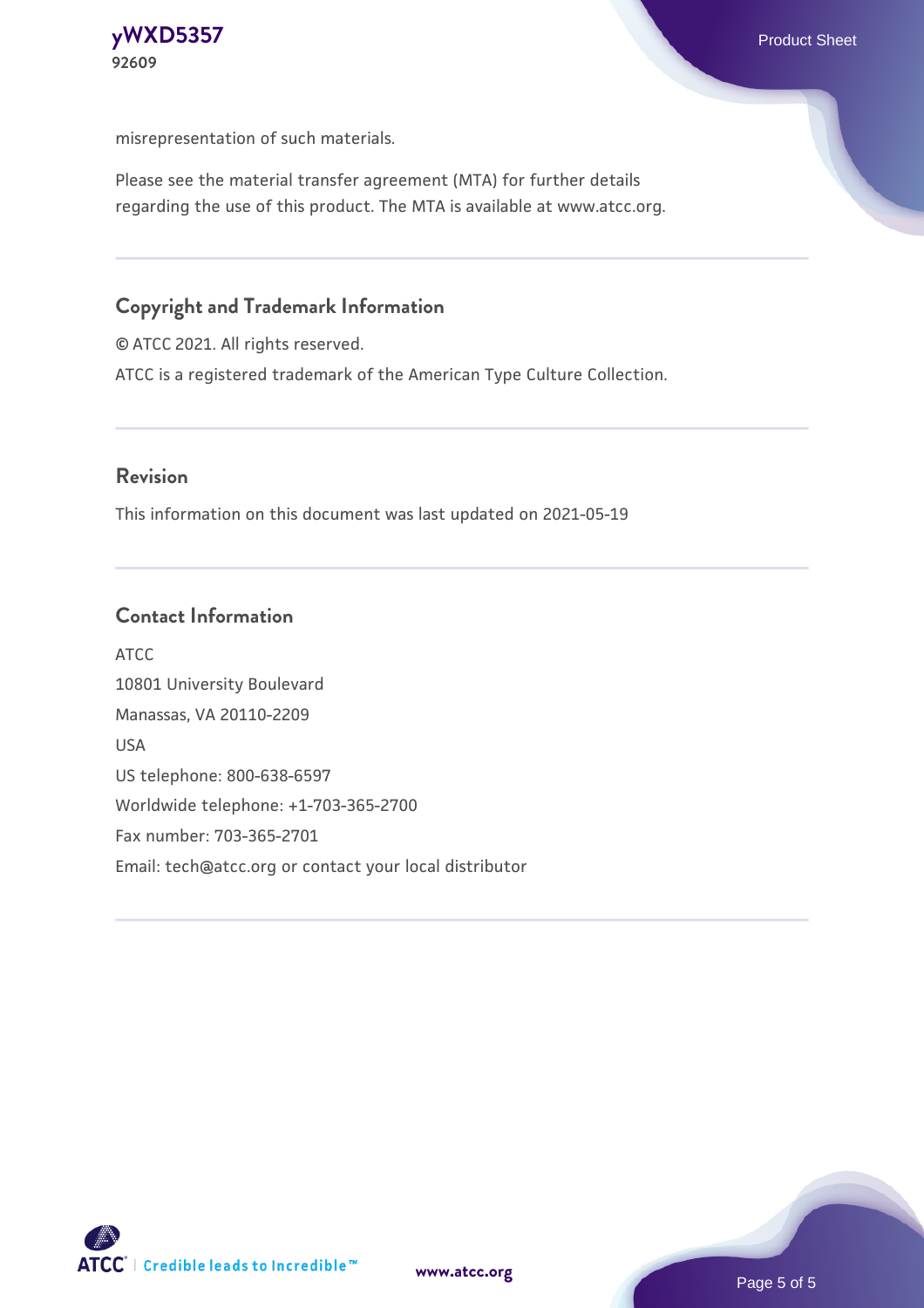misrepresentation of such materials.

Please see the material transfer agreement (MTA) for further details regarding the use of this product. The MTA is available at www.atcc.org.

## Copyright and Trademark Information

© ATCC 2021. All rights reserved.

ATCC is a registered trademark of the American Type Culture Collection.

## Revision

This information on this document was last updated on 2021-05-19

## Contact Information

ATCC
10801 University Boulevard
Manassas, VA 20110-2209
USA
US telephone: 800-638-6597
Worldwide telephone: +1-703-365-2700
Fax number: 703-365-2701
Email: tech@atcc.org or contact your local distributor